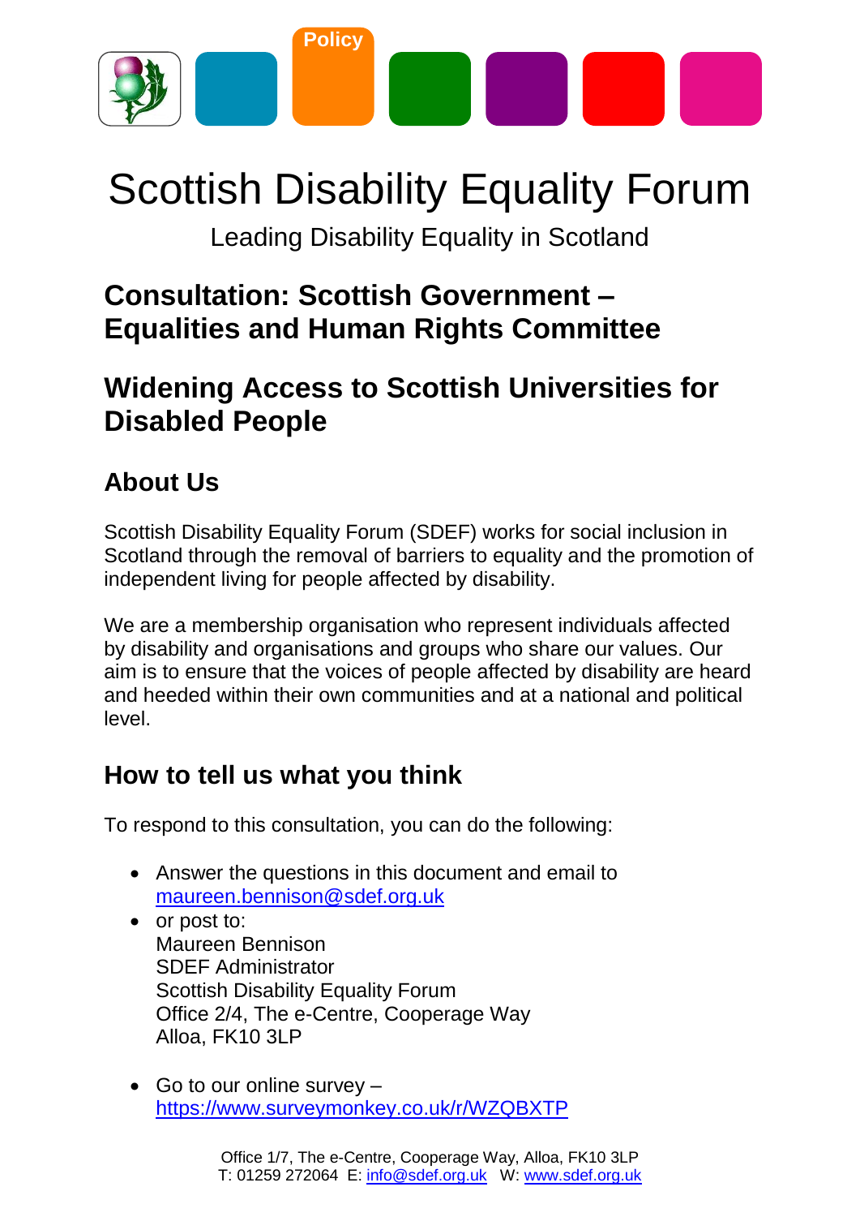Policy

# Scottish Disability Equality Forum

Leading Disability Equality in Scotland

## Consultation: Scottish Government – Equalities and Human Rights Committee

## Widening Access to Scottish Universities for Disabled People

### About Us

Scottish Disability Equality Forum (SDEF) works for social inclusion in Scotland through the removal of barriers to equality and the promotion of independent living for people affected by disability.

We are a membership organisation who represent individuals affected by disability and organisations and groups who share our values. Our aim is to ensure that the voices of people affected by disability are heard and heeded within their own communities and at a national and political level.

### How to tell us what you think

To respond to this consultation, you can do the following:

- Answer the questions in this document and email to [maureen.bennison@sdef.org.uk](mailto:maureen.bennison@sdef.org.uk)
- or post to:
  Maureen Bennison
  SDEF Administrator
  Scottish Disability Equality Forum
  Office 2/4, The e-Centre, Cooperage Way
  Alloa, FK10 3LP
- Go to our online survey – [https://www.surveymonkey.co.uk/r/WZQBXTP](https://www.surveymonkey.co.uk/r/WZQBXTP)

Office 1/7, The e-Centre, Cooperage Way, Alloa, FK10 3LP
T: 01259 272064 E: [info@sdef.org.uk](mailto:info@sdef.org.uk) W: [www.sdef.org.uk](http://www.sdef.org.uk)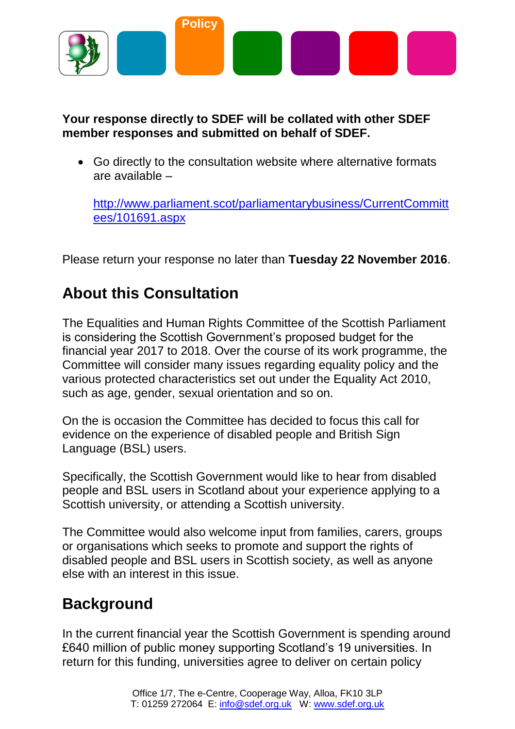**Your response directly to SDEF will be collated with other SDEF member responses and submitted on behalf of SDEF.**

- Go directly to the consultation website where alternative formats are available –

  [http://www.parliament.scot/parliamentarybusiness/CurrentCommittees/101691.aspx](http://www.parliament.scot/parliamentarybusiness/CurrentCommittees/101691.aspx)

Please return your response no later than **Tuesday 22 November 2016**.

## About this Consultation

The Equalities and Human Rights Committee of the Scottish Parliament is considering the Scottish Government's proposed budget for the financial year 2017 to 2018. Over the course of its work programme, the Committee will consider many issues regarding equality policy and the various protected characteristics set out under the Equality Act 2010, such as age, gender, sexual orientation and so on.

On the is occasion the Committee has decided to focus this call for evidence on the experience of disabled people and British Sign Language (BSL) users.

Specifically, the Scottish Government would like to hear from disabled people and BSL users in Scotland about your experience applying to a Scottish university, or attending a Scottish university.

The Committee would also welcome input from families, carers, groups or organisations which seeks to promote and support the rights of disabled people and BSL users in Scottish society, as well as anyone else with an interest in this issue.

## Background

In the current financial year the Scottish Government is spending around £640 million of public money supporting Scotland's 19 universities. In return for this funding, universities agree to deliver on certain policy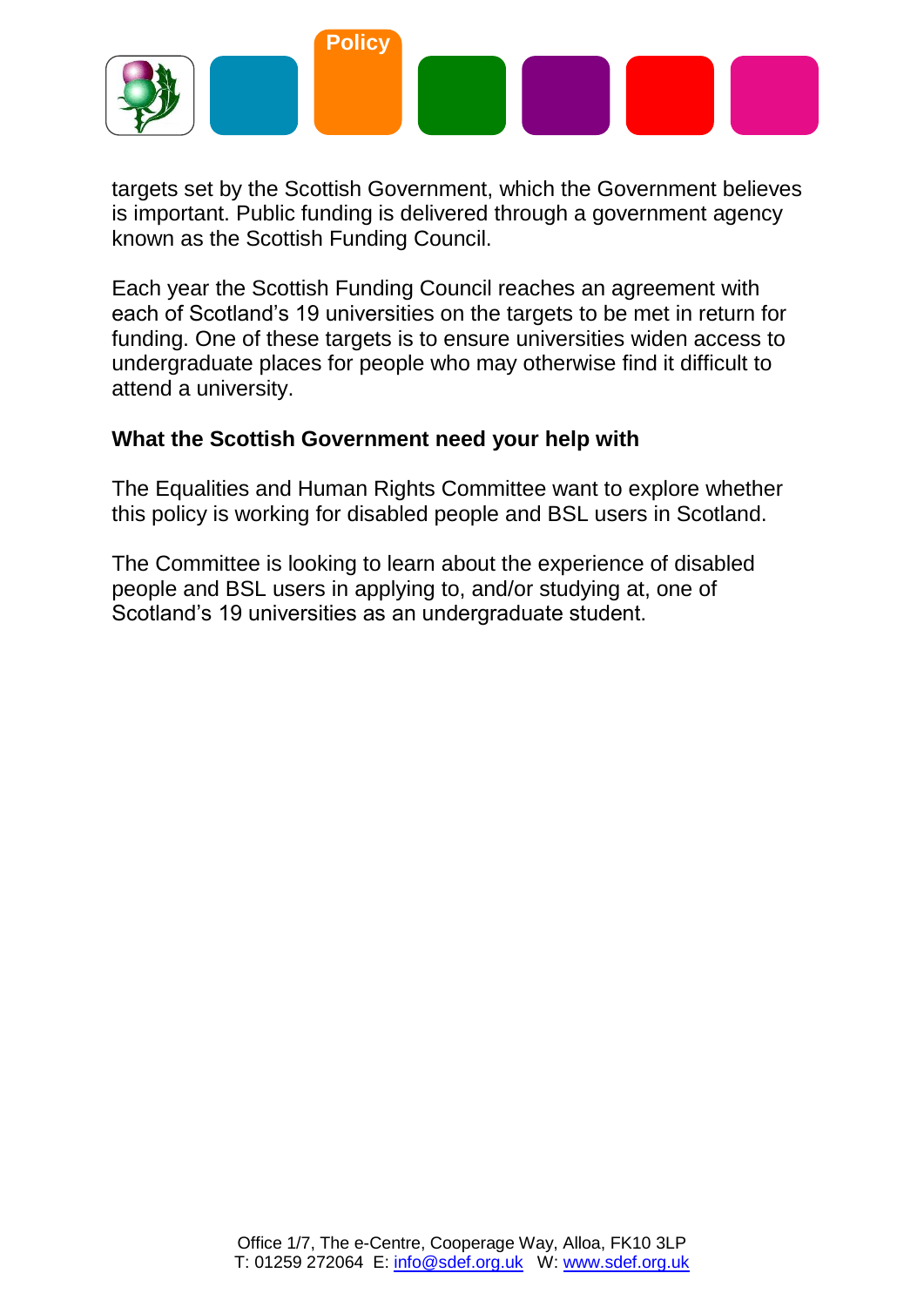targets set by the Scottish Government, which the Government believes is important. Public funding is delivered through a government agency known as the Scottish Funding Council.

Each year the Scottish Funding Council reaches an agreement with each of Scotland's 19 universities on the targets to be met in return for funding. One of these targets is to ensure universities widen access to undergraduate places for people who may otherwise find it difficult to attend a university.

**What the Scottish Government need your help with**

The Equalities and Human Rights Committee want to explore whether this policy is working for disabled people and BSL users in Scotland.

The Committee is looking to learn about the experience of disabled people and BSL users in applying to, and/or studying at, one of Scotland's 19 universities as an undergraduate student.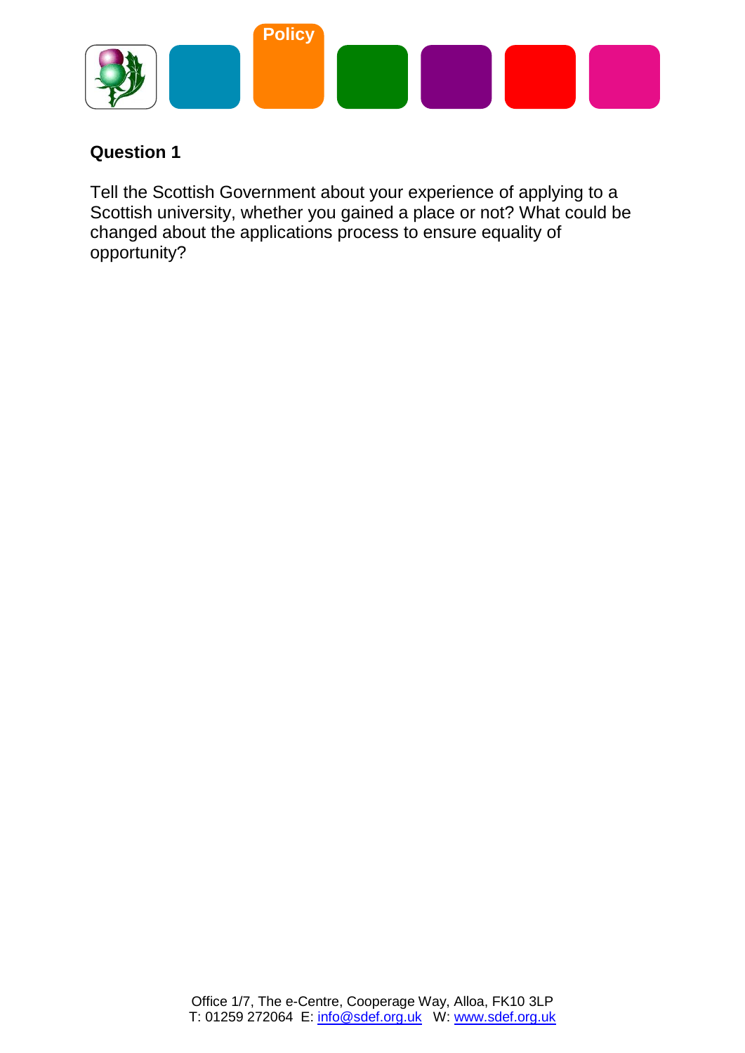## Question 1

Tell the Scottish Government about your experience of applying to a Scottish university, whether you gained a place or not? What could be changed about the applications process to ensure equality of opportunity?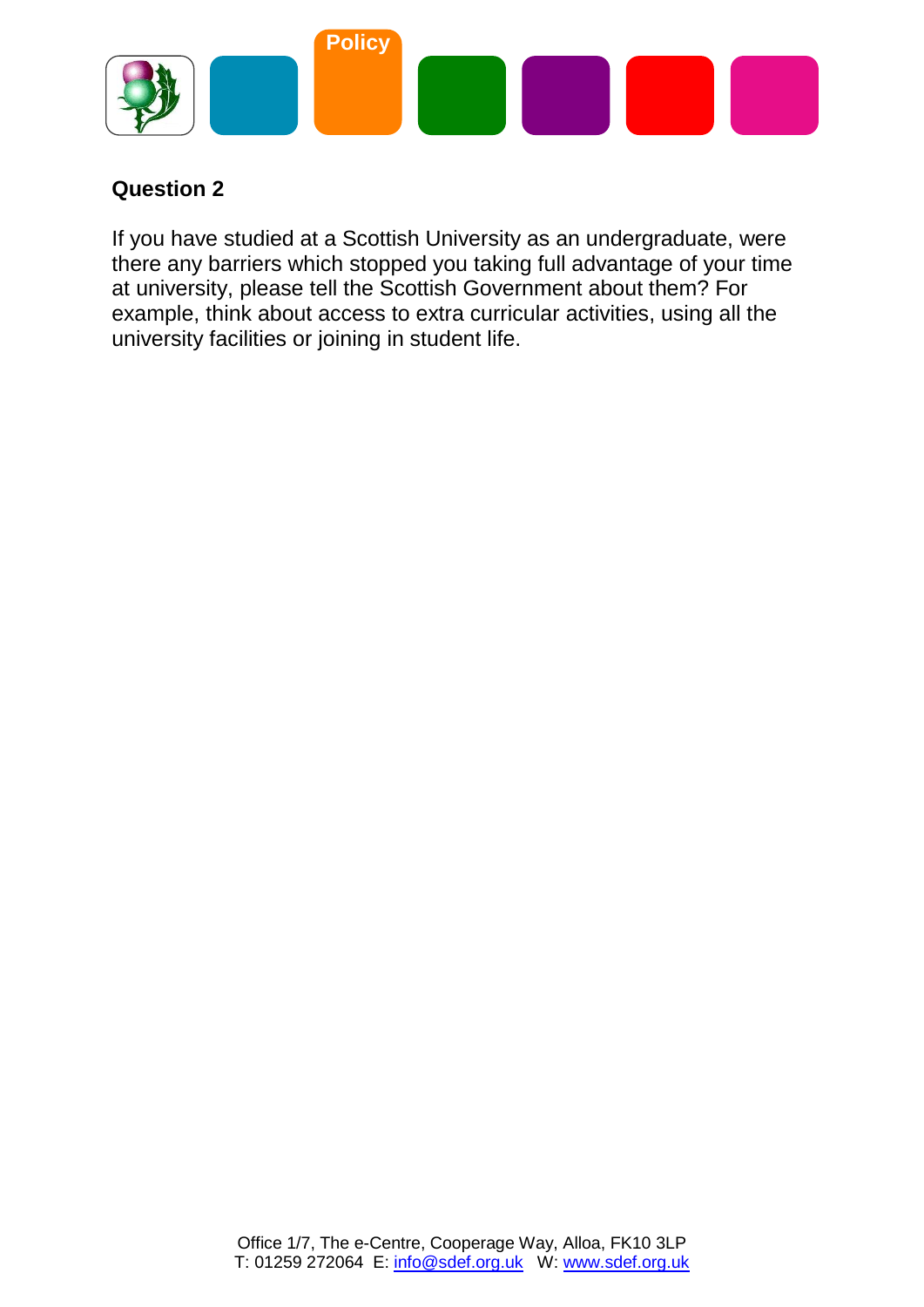## Question 2

If you have studied at a Scottish University as an undergraduate, were there any barriers which stopped you taking full advantage of your time at university, please tell the Scottish Government about them? For example, think about access to extra curricular activities, using all the university facilities or joining in student life.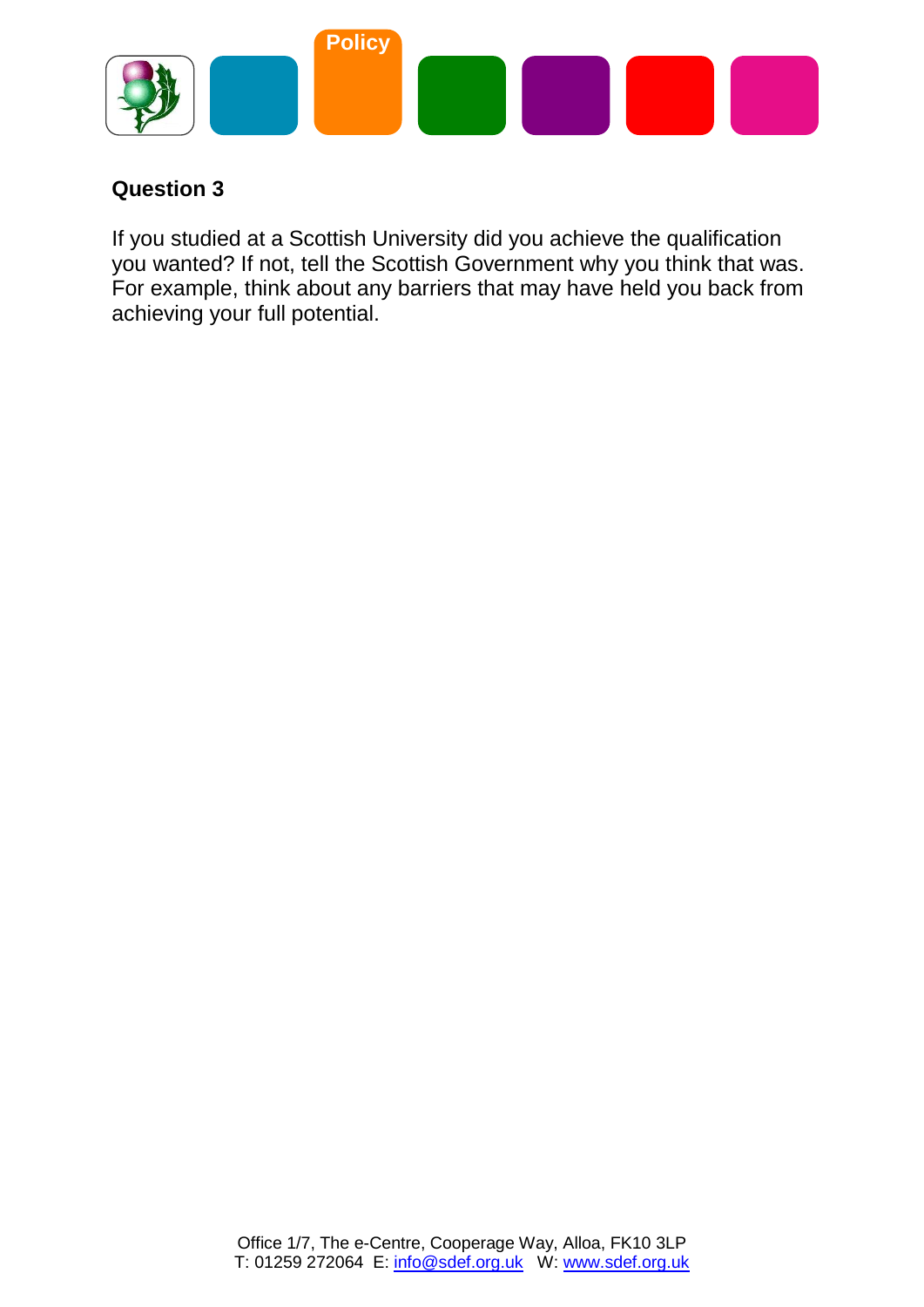## Question 3

If you studied at a Scottish University did you achieve the qualification you wanted? If not, tell the Scottish Government why you think that was. For example, think about any barriers that may have held you back from achieving your full potential.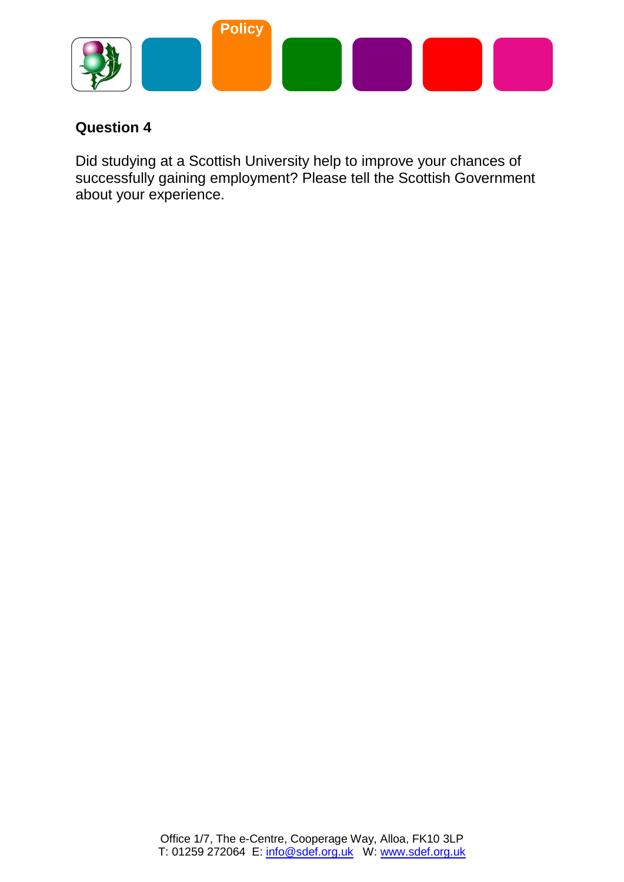**Question 4**

Did studying at a Scottish University help to improve your chances of successfully gaining employment? Please tell the Scottish Government about your experience.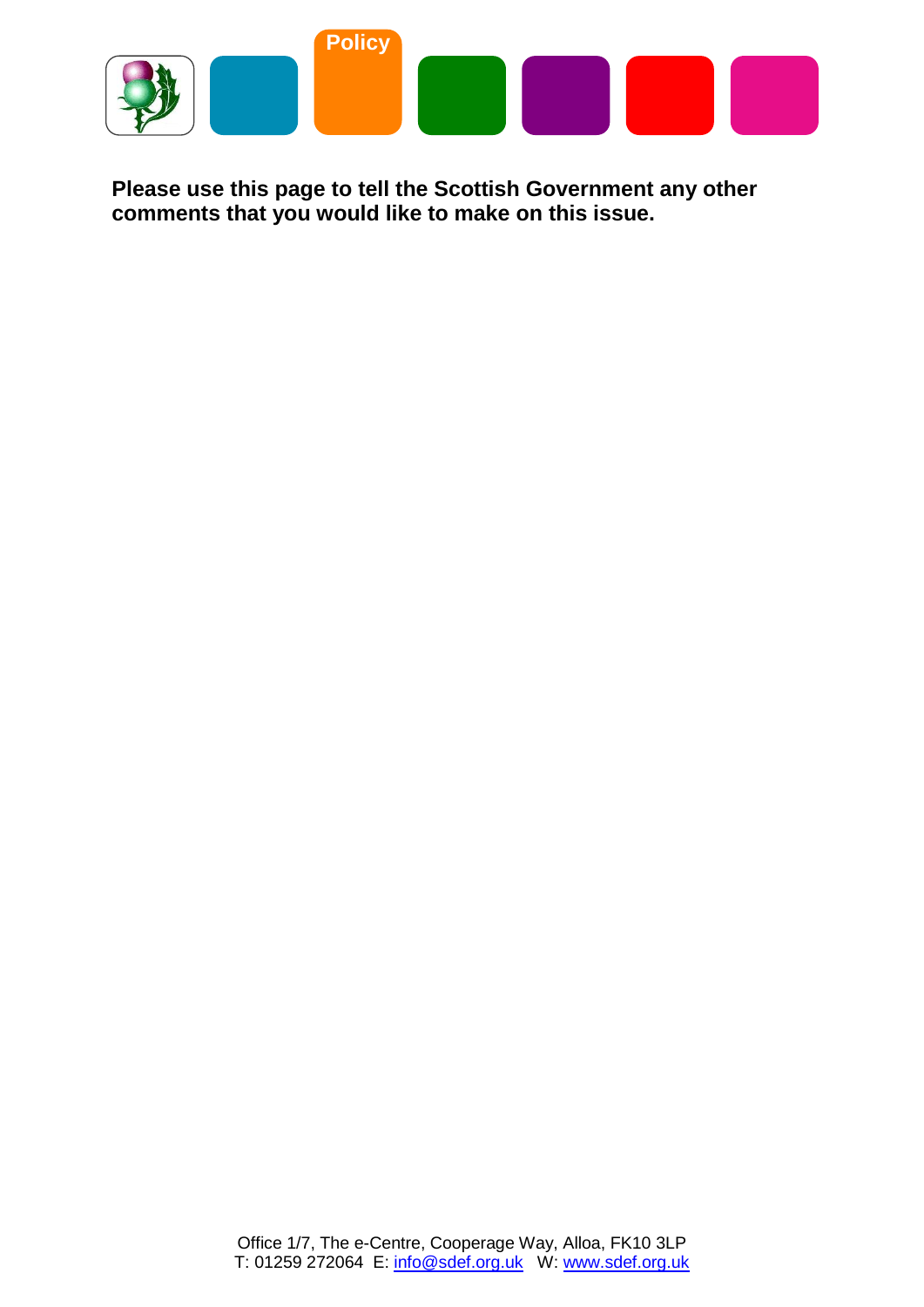**Please use this page to tell the Scottish Government any other comments that you would like to make on this issue.**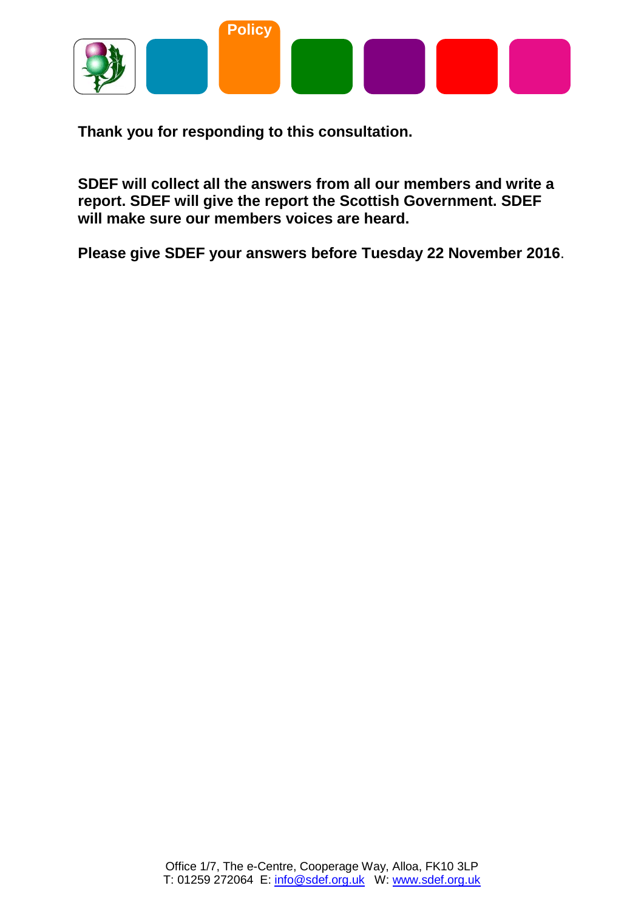**Thank you for responding to this consultation.**

**SDEF will collect all the answers from all our members and write a report. SDEF will give the report the Scottish Government. SDEF will make sure our members voices are heard.**

**Please give SDEF your answers before Tuesday 22 November 2016**.

Office 1/7, The e-Centre, Cooperage Way, Alloa, FK10 3LP
T: 01259 272064 E: info@sdef.org.uk W: www.sdef.org.uk